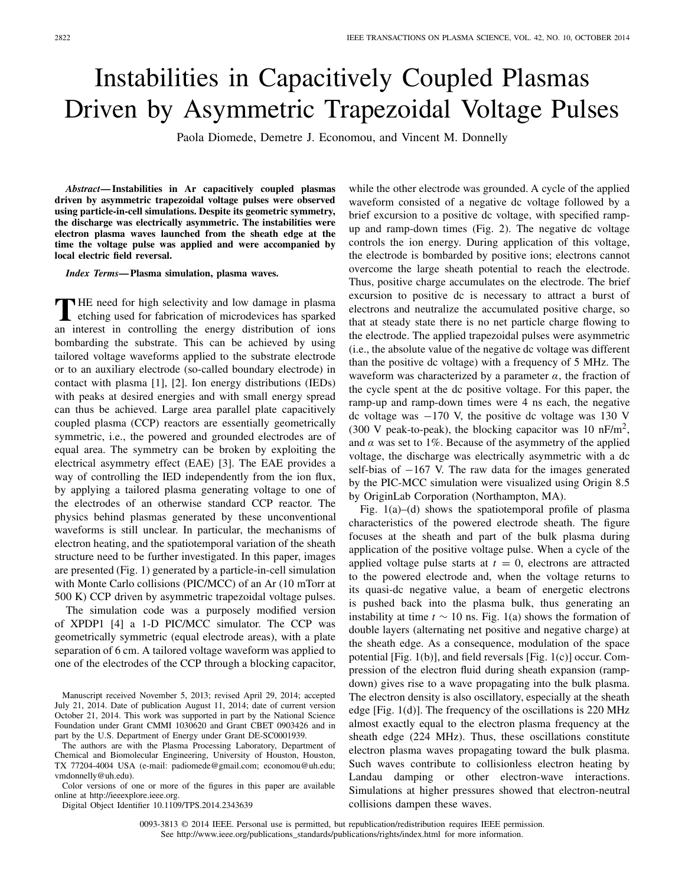# Instabilities in Capacitively Coupled Plasmas Driven by Asymmetric Trapezoidal Voltage Pulses

Paola Diomede, Demetre J. Economou, and Vincent M. Donnelly

***Abstract*— Instabilities in Ar capacitively coupled plasmas driven by asymmetric trapezoidal voltage pulses were observed using particle-in-cell simulations. Despite its geometric symmetry, the discharge was electrically asymmetric. The instabilities were electron plasma waves launched from the sheath edge at the time the voltage pulse was applied and were accompanied by local electric field reversal.**

***Index Terms*— Plasma simulation, plasma waves.**

THE need for high selectivity and low damage in plasma etching used for fabrication of microdevices has sparked an interest in controlling the energy distribution of ions bombarding the substrate. This can be achieved by using tailored voltage waveforms applied to the substrate electrode or to an auxiliary electrode (so-called boundary electrode) in contact with plasma [1], [2]. Ion energy distributions (IEDs) with peaks at desired energies and with small energy spread can thus be achieved. Large area parallel plate capacitively coupled plasma (CCP) reactors are essentially geometrically symmetric, i.e., the powered and grounded electrodes are of equal area. The symmetry can be broken by exploiting the electrical asymmetry effect (EAE) [3]. The EAE provides a way of controlling the IED independently from the ion flux, by applying a tailored plasma generating voltage to one of the electrodes of an otherwise standard CCP reactor. The physics behind plasmas generated by these unconventional waveforms is still unclear. In particular, the mechanisms of electron heating, and the spatiotemporal variation of the sheath structure need to be further investigated. In this paper, images are presented (Fig. 1) generated by a particle-in-cell simulation with Monte Carlo collisions (PIC/MCC) of an Ar (10 mTorr at 500 K) CCP driven by asymmetric trapezoidal voltage pulses.

The simulation code was a purposely modified version of XPDP1 [4] a 1-D PIC/MCC simulator. The CCP was geometrically symmetric (equal electrode areas), with a plate separation of 6 cm. A tailored voltage waveform was applied to one of the electrodes of the CCP through a blocking capacitor, while the other electrode was grounded. A cycle of the applied waveform consisted of a negative dc voltage followed by a brief excursion to a positive dc voltage, with specified ramp-up and ramp-down times (Fig. 2). The negative dc voltage controls the ion energy. During application of this voltage, the electrode is bombarded by positive ions; electrons cannot overcome the large sheath potential to reach the electrode. Thus, positive charge accumulates on the electrode. The brief excursion to positive dc is necessary to attract a burst of electrons and neutralize the accumulated positive charge, so that at steady state there is no net particle charge flowing to the electrode. The applied trapezoidal pulses were asymmetric (i.e., the absolute value of the negative dc voltage was different than the positive dc voltage) with a frequency of 5 MHz. The waveform was characterized by a parameter $\alpha$, the fraction of the cycle spent at the dc positive voltage. For this paper, the ramp-up and ramp-down times were 4 ns each, the negative dc voltage was $-170$ V, the positive dc voltage was 130 V (300 V peak-to-peak), the blocking capacitor was 10 nF/m$^2$, and $\alpha$ was set to 1%. Because of the asymmetry of the applied voltage, the discharge was electrically asymmetric with a dc self-bias of $-167$ V. The raw data for the images generated by the PIC-MCC simulation were visualized using Origin 8.5 by OriginLab Corporation (Northampton, MA).

Fig. 1(a)–(d) shows the spatiotemporal profile of plasma characteristics of the powered electrode sheath. The figure focuses at the sheath and part of the bulk plasma during application of the positive voltage pulse. When a cycle of the applied voltage pulse starts at $t = 0$, electrons are attracted to the powered electrode and, when the voltage returns to its quasi-dc negative value, a beam of energetic electrons is pushed back into the plasma bulk, thus generating an instability at time $t \sim 10$ ns. Fig. 1(a) shows the formation of double layers (alternating net positive and negative charge) at the sheath edge. As a consequence, modulation of the space potential [Fig. 1(b)], and field reversals [Fig. 1(c)] occur. Compression of the electron fluid during sheath expansion (ramp-down) gives rise to a wave propagating into the bulk plasma. The electron density is also oscillatory, especially at the sheath edge [Fig. 1(d)]. The frequency of the oscillations is 220 MHz almost exactly equal to the electron plasma frequency at the sheath edge (224 MHz). Thus, these oscillations constitute electron plasma waves propagating toward the bulk plasma. Such waves contribute to collisionless electron heating by Landau damping or other electron-wave interactions. Simulations at higher pressures showed that electron-neutral collisions dampen these waves.

Manuscript received November 5, 2013; revised April 29, 2014; accepted July 21, 2014. Date of publication August 11, 2014; date of current version October 21, 2014. This work was supported in part by the National Science Foundation under Grant CMMI 1030620 and Grant CBET 0903426 and in part by the U.S. Department of Energy under Grant DE-SC0001939.

The authors are with the Plasma Processing Laboratory, Department of Chemical and Biomolecular Engineering, University of Houston, Houston, TX 77204-4004 USA (e-mail: padiomede@gmail.com; economou@uh.edu; vmdonnelly@uh.edu).

Color versions of one or more of the figures in this paper are available online at http://ieeexplore.ieee.org.

Digital Object Identifier 10.1109/TPS.2014.2343639

0093-3813 © 2014 IEEE. Personal use is permitted, but republication/redistribution requires IEEE permission. See http://www.ieee.org/publications_standards/publications/rights/index.html for more information.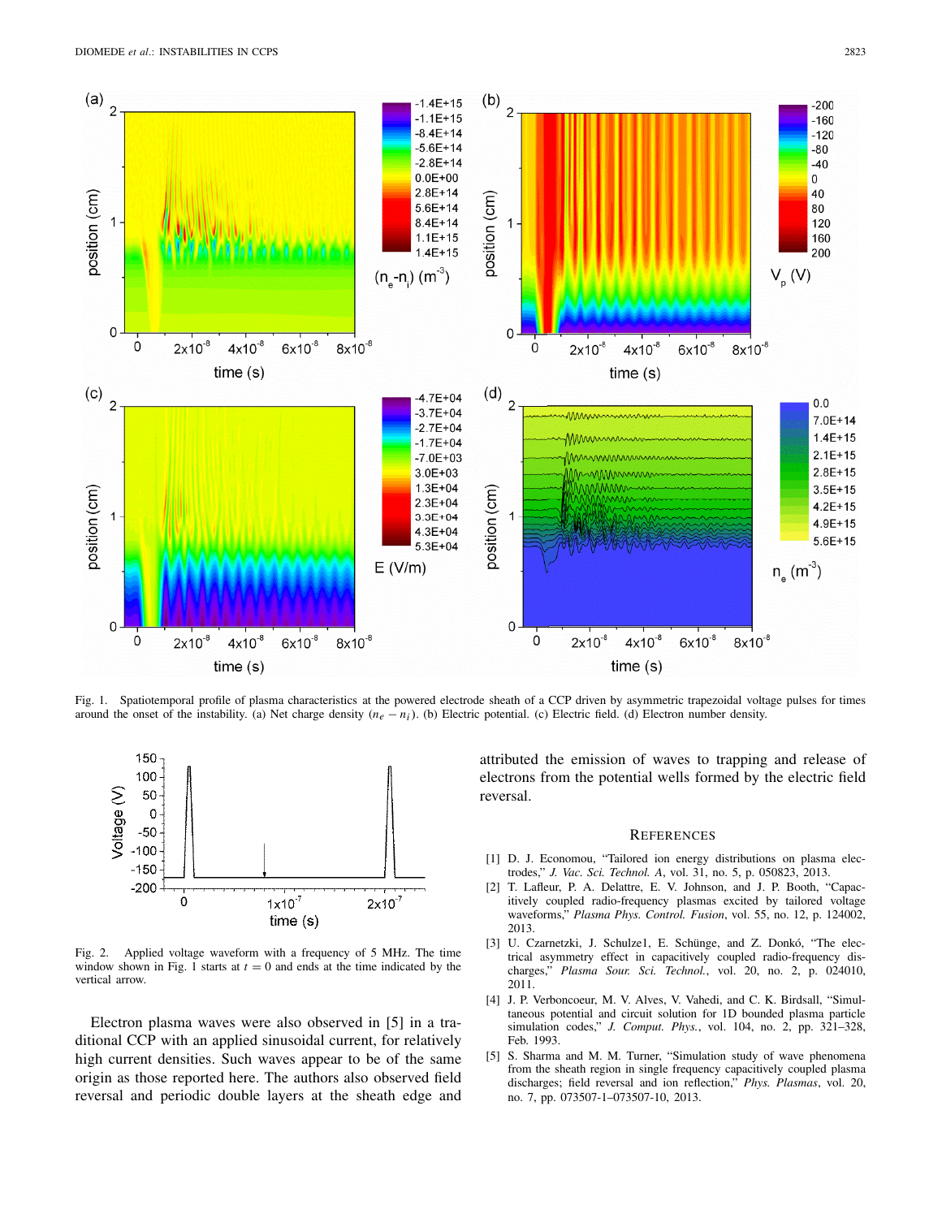(a)

position (cm)

time (s)

0, 2x10$^{-8}$, 4x10$^{-8}$, 6x10$^{-8}$, 8x10$^{-8}$

-1.4E+15
-1.1E+15
-8.4E+14
-5.6E+14
-2.8E+14
0.0E+00
2.8E+14
5.6E+14
8.4E+14
1.1E+15
1.4E+15

$(n_e\text{-}n_i)$ ($m^{-3}$)

(b)

position (cm)

time (s)

-200
-160
-120
-80
-40
0
40
80
120
160
200

$V_p$ (V)

(c)

position (cm)

time (s)

-4.7E+04
-3.7E+04
-2.7E+04
-1.7E+04
-7.0E+03
3.0E+03
1.3E+04
2.3E+04
3.3E+04
4.3E+04
5.3E+04

E (V/m)

(d)

position (cm)

time (s)

0.0
7.0E+14
1.4E+15
2.1E+15
2.8E+15
3.5E+15
4.2E+15
4.9E+15
5.6E+15

$n_e$ ($m^{-3}$)

Fig. 1. Spatiotemporal profile of plasma characteristics at the powered electrode sheath of a CCP driven by asymmetric trapezoidal voltage pulses for times around the onset of the instability. (a) Net charge density ($n_e - n_i$). (b) Electric potential. (c) Electric field. (d) Electron number density.

Voltage (V)

150, 100, 50, 0, -50, -100, -150, -200

time (s)

0, 1x10$^{-7}$, 2x10$^{-7}$

Fig. 2. Applied voltage waveform with a frequency of 5 MHz. The time window shown in Fig. 1 starts at $t = 0$ and ends at the time indicated by the vertical arrow.

Electron plasma waves were also observed in [5] in a traditional CCP with an applied sinusoidal current, for relatively high current densities. Such waves appear to be of the same origin as those reported here. The authors also observed field reversal and periodic double layers at the sheath edge and attributed the emission of waves to trapping and release of electrons from the potential wells formed by the electric field reversal.

## References

[1] D. J. Economou, "Tailored ion energy distributions on plasma electrodes," *J. Vac. Sci. Technol. A*, vol. 31, no. 5, p. 050823, 2013.

[2] T. Lafleur, P. A. Delattre, E. V. Johnson, and J. P. Booth, "Capacitively coupled radio-frequency plasmas excited by tailored voltage waveforms," *Plasma Phys. Control. Fusion*, vol. 55, no. 12, p. 124002, 2013.

[3] U. Czarnetzki, J. Schulze1, E. Schüngel, and Z. Donkó, "The electrical asymmetry effect in capacitively coupled radio-frequency discharges," *Plasma Sour. Sci. Technol.*, vol. 20, no. 2, p. 024010, 2011.

[4] J. P. Verboncoeur, M. V. Alves, V. Vahedi, and C. K. Birdsall, "Simultaneous potential and circuit solution for 1D bounded plasma particle simulation codes," *J. Comput. Phys.*, vol. 104, no. 2, pp. 321–328, Feb. 1993.

[5] S. Sharma and M. M. Turner, "Simulation study of wave phenomena from the sheath region in single frequency capacitively coupled plasma discharges; field reversal and ion reflection," *Phys. Plasmas*, vol. 20, no. 7, pp. 073507-1–073507-10, 2013.